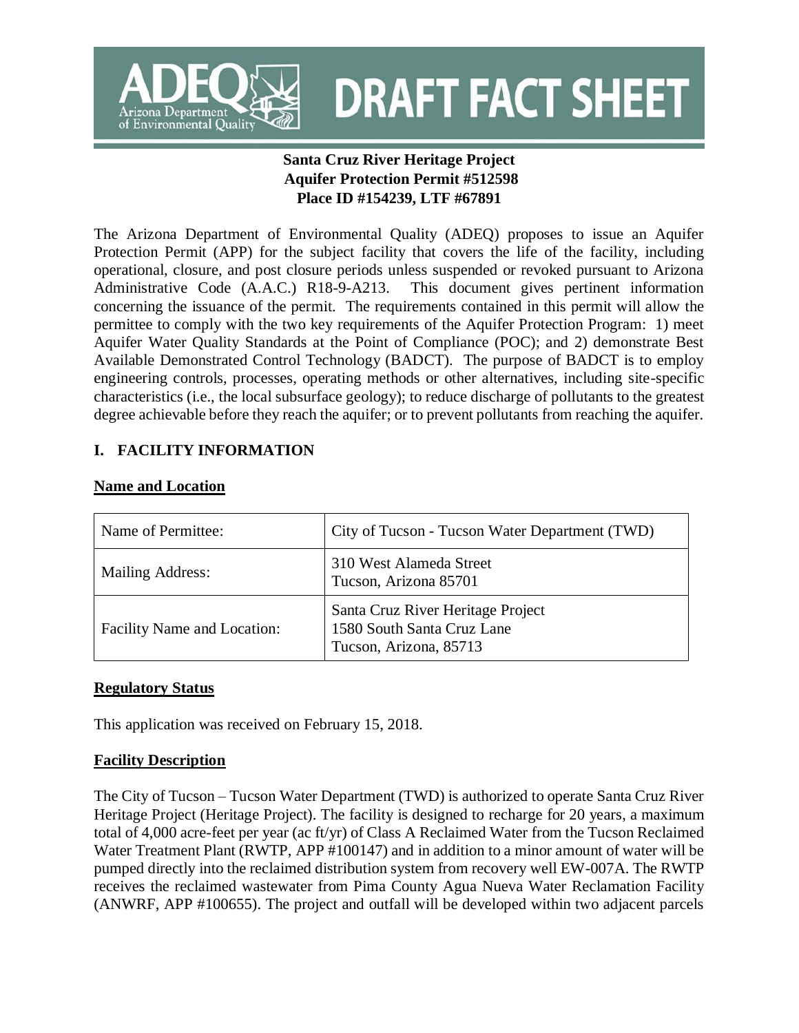# DRAFT FACT SHEET

**Santa Cruz River Heritage Project**
**Aquifer Protection Permit #512598**
**Place ID #154239, LTF #67891**

The Arizona Department of Environmental Quality (ADEQ) proposes to issue an Aquifer Protection Permit (APP) for the subject facility that covers the life of the facility, including operational, closure, and post closure periods unless suspended or revoked pursuant to Arizona Administrative Code (A.A.C.) R18-9-A213. This document gives pertinent information concerning the issuance of the permit. The requirements contained in this permit will allow the permittee to comply with the two key requirements of the Aquifer Protection Program: 1) meet Aquifer Water Quality Standards at the Point of Compliance (POC); and 2) demonstrate Best Available Demonstrated Control Technology (BADCT). The purpose of BADCT is to employ engineering controls, processes, operating methods or other alternatives, including site-specific characteristics (i.e., the local subsurface geology); to reduce discharge of pollutants to the greatest degree achievable before they reach the aquifer; or to prevent pollutants from reaching the aquifer.

## I. FACILITY INFORMATION

### Name and Location

| | |
|---|---|
| Name of Permittee: | City of Tucson - Tucson Water Department (TWD) |
| Mailing Address: | 310 West Alameda Street<br>Tucson, Arizona 85701 |
| Facility Name and Location: | Santa Cruz River Heritage Project<br>1580 South Santa Cruz Lane<br>Tucson, Arizona, 85713 |

### Regulatory Status

This application was received on February 15, 2018.

### Facility Description

The City of Tucson – Tucson Water Department (TWD) is authorized to operate Santa Cruz River Heritage Project (Heritage Project). The facility is designed to recharge for 20 years, a maximum total of 4,000 acre-feet per year (ac ft/yr) of Class A Reclaimed Water from the Tucson Reclaimed Water Treatment Plant (RWTP, APP #100147) and in addition to a minor amount of water will be pumped directly into the reclaimed distribution system from recovery well EW-007A. The RWTP receives the reclaimed wastewater from Pima County Agua Nueva Water Reclamation Facility (ANWRF, APP #100655). The project and outfall will be developed within two adjacent parcels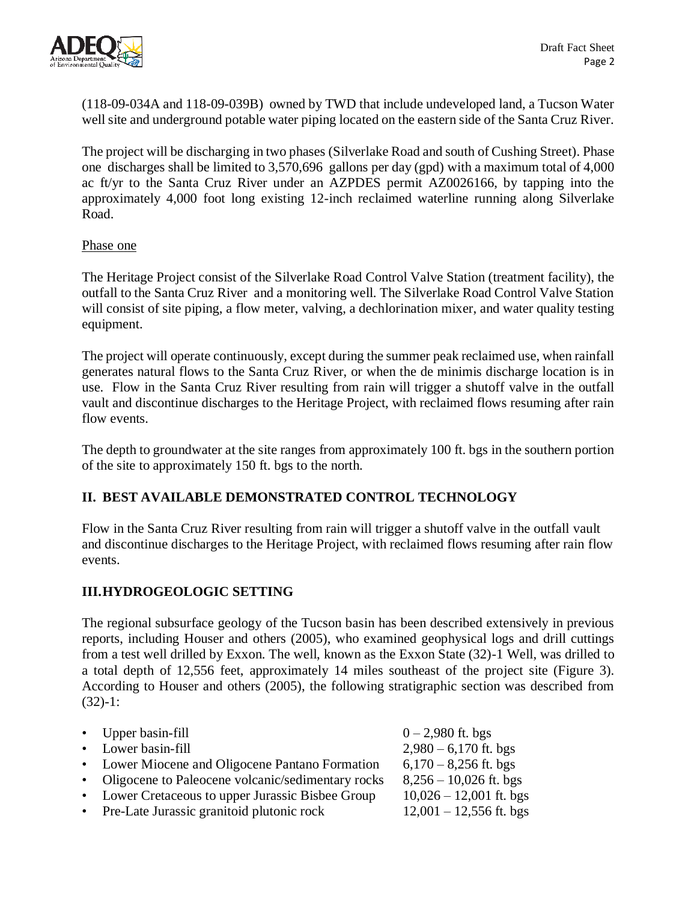(118-09-034A and 118-09-039B) owned by TWD that include undeveloped land, a Tucson Water well site and underground potable water piping located on the eastern side of the Santa Cruz River.

The project will be discharging in two phases (Silverlake Road and south of Cushing Street). Phase one discharges shall be limited to 3,570,696 gallons per day (gpd) with a maximum total of 4,000 ac ft/yr to the Santa Cruz River under an AZPDES permit AZ0026166, by tapping into the approximately 4,000 foot long existing 12-inch reclaimed waterline running along Silverlake Road.

Phase one

The Heritage Project consist of the Silverlake Road Control Valve Station (treatment facility), the outfall to the Santa Cruz River and a monitoring well. The Silverlake Road Control Valve Station will consist of site piping, a flow meter, valving, a dechlorination mixer, and water quality testing equipment.

The project will operate continuously, except during the summer peak reclaimed use, when rainfall generates natural flows to the Santa Cruz River, or when the de minimis discharge location is in use. Flow in the Santa Cruz River resulting from rain will trigger a shutoff valve in the outfall vault and discontinue discharges to the Heritage Project, with reclaimed flows resuming after rain flow events.

The depth to groundwater at the site ranges from approximately 100 ft. bgs in the southern portion of the site to approximately 150 ft. bgs to the north.

## II. BEST AVAILABLE DEMONSTRATED CONTROL TECHNOLOGY

Flow in the Santa Cruz River resulting from rain will trigger a shutoff valve in the outfall vault and discontinue discharges to the Heritage Project, with reclaimed flows resuming after rain flow events.

## III. HYDROGEOLOGIC SETTING

The regional subsurface geology of the Tucson basin has been described extensively in previous reports, including Houser and others (2005), who examined geophysical logs and drill cuttings from a test well drilled by Exxon. The well, known as the Exxon State (32)-1 Well, was drilled to a total depth of 12,556 feet, approximately 14 miles southeast of the project site (Figure 3). According to Houser and others (2005), the following stratigraphic section was described from (32)-1:

- Upper basin-fill 0 – 2,980 ft. bgs
- Lower basin-fill 2,980 – 6,170 ft. bgs
- Lower Miocene and Oligocene Pantano Formation 6,170 – 8,256 ft. bgs
- Oligocene to Paleocene volcanic/sedimentary rocks 8,256 – 10,026 ft. bgs
- Lower Cretaceous to upper Jurassic Bisbee Group 10,026 – 12,001 ft. bgs
- Pre-Late Jurassic granitoid plutonic rock 12,001 – 12,556 ft. bgs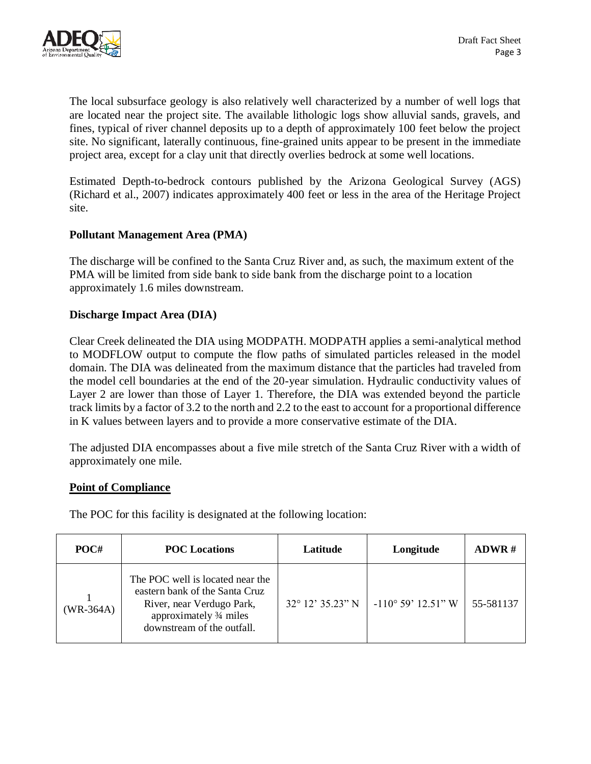The local subsurface geology is also relatively well characterized by a number of well logs that are located near the project site. The available lithologic logs show alluvial sands, gravels, and fines, typical of river channel deposits up to a depth of approximately 100 feet below the project site. No significant, laterally continuous, fine-grained units appear to be present in the immediate project area, except for a clay unit that directly overlies bedrock at some well locations.

Estimated Depth-to-bedrock contours published by the Arizona Geological Survey (AGS) (Richard et al., 2007) indicates approximately 400 feet or less in the area of the Heritage Project site.

**Pollutant Management Area (PMA)**

The discharge will be confined to the Santa Cruz River and, as such, the maximum extent of the PMA will be limited from side bank to side bank from the discharge point to a location approximately 1.6 miles downstream.

**Discharge Impact Area (DIA)**

Clear Creek delineated the DIA using MODPATH. MODPATH applies a semi-analytical method to MODFLOW output to compute the flow paths of simulated particles released in the model domain. The DIA was delineated from the maximum distance that the particles had traveled from the model cell boundaries at the end of the 20-year simulation. Hydraulic conductivity values of Layer 2 are lower than those of Layer 1. Therefore, the DIA was extended beyond the particle track limits by a factor of 3.2 to the north and 2.2 to the east to account for a proportional difference in K values between layers and to provide a more conservative estimate of the DIA.

The adjusted DIA encompasses about a five mile stretch of the Santa Cruz River with a width of approximately one mile.

**Point of Compliance**

The POC for this facility is designated at the following location:

| POC# | POC Locations | Latitude | Longitude | ADWR # |
|---|---|---|---|---|
| 1 (WR-364A) | The POC well is located near the eastern bank of the Santa Cruz River, near Verdugo Park, approximately ¾ miles downstream of the outfall. | 32° 12' 35.23" N | -110° 59' 12.51" W | 55-581137 |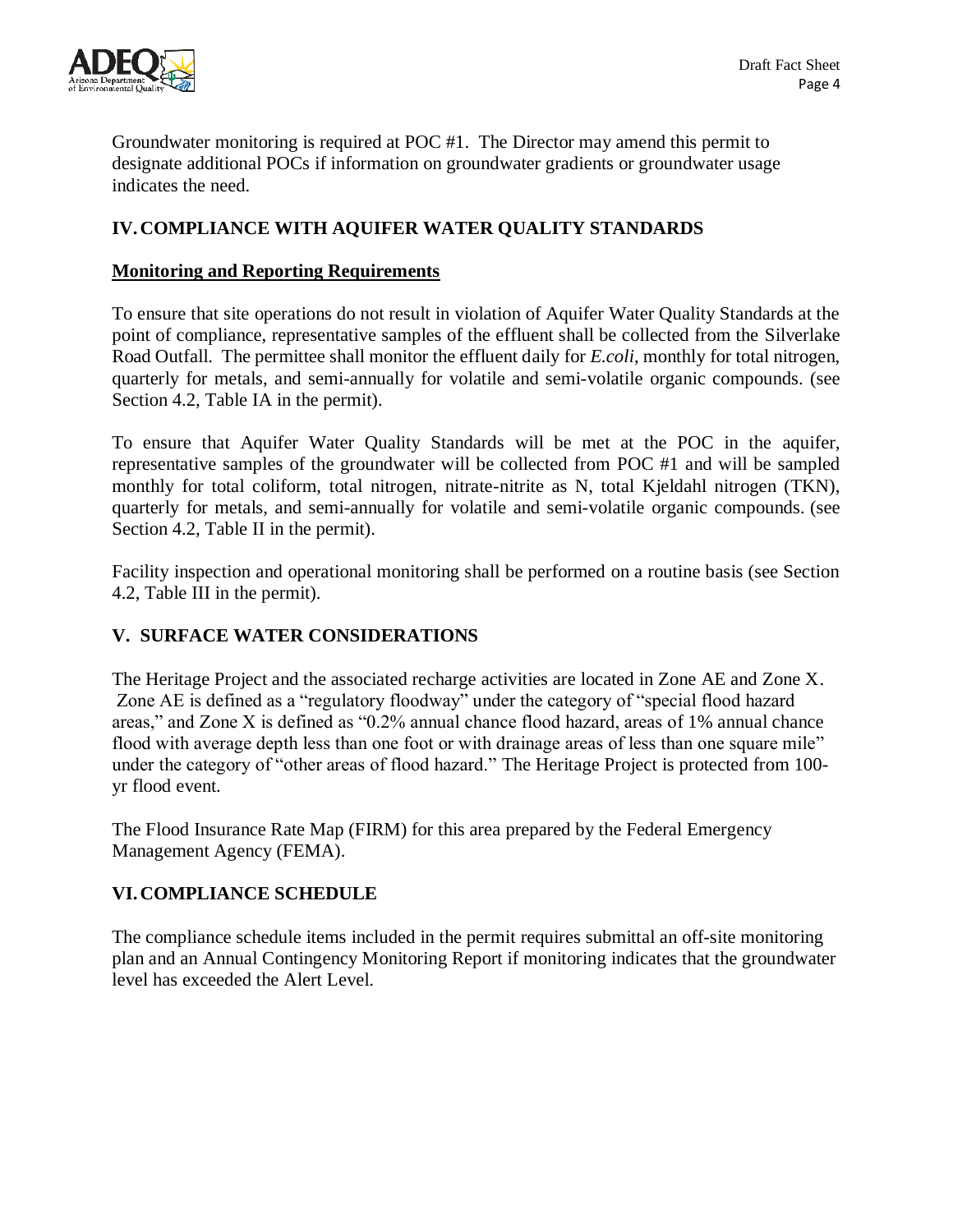Groundwater monitoring is required at POC #1. The Director may amend this permit to designate additional POCs if information on groundwater gradients or groundwater usage indicates the need.

## IV. COMPLIANCE WITH AQUIFER WATER QUALITY STANDARDS

**Monitoring and Reporting Requirements**

To ensure that site operations do not result in violation of Aquifer Water Quality Standards at the point of compliance, representative samples of the effluent shall be collected from the Silverlake Road Outfall. The permittee shall monitor the effluent daily for *E.coli*, monthly for total nitrogen, quarterly for metals, and semi-annually for volatile and semi-volatile organic compounds. (see Section 4.2, Table IA in the permit).

To ensure that Aquifer Water Quality Standards will be met at the POC in the aquifer, representative samples of the groundwater will be collected from POC #1 and will be sampled monthly for total coliform, total nitrogen, nitrate-nitrite as N, total Kjeldahl nitrogen (TKN), quarterly for metals, and semi-annually for volatile and semi-volatile organic compounds. (see Section 4.2, Table II in the permit).

Facility inspection and operational monitoring shall be performed on a routine basis (see Section 4.2, Table III in the permit).

## V. SURFACE WATER CONSIDERATIONS

The Heritage Project and the associated recharge activities are located in Zone AE and Zone X. Zone AE is defined as a "regulatory floodway" under the category of "special flood hazard areas," and Zone X is defined as "0.2% annual chance flood hazard, areas of 1% annual chance flood with average depth less than one foot or with drainage areas of less than one square mile" under the category of "other areas of flood hazard." The Heritage Project is protected from 100-yr flood event.

The Flood Insurance Rate Map (FIRM) for this area prepared by the Federal Emergency Management Agency (FEMA).

## VI. COMPLIANCE SCHEDULE

The compliance schedule items included in the permit requires submittal an off-site monitoring plan and an Annual Contingency Monitoring Report if monitoring indicates that the groundwater level has exceeded the Alert Level.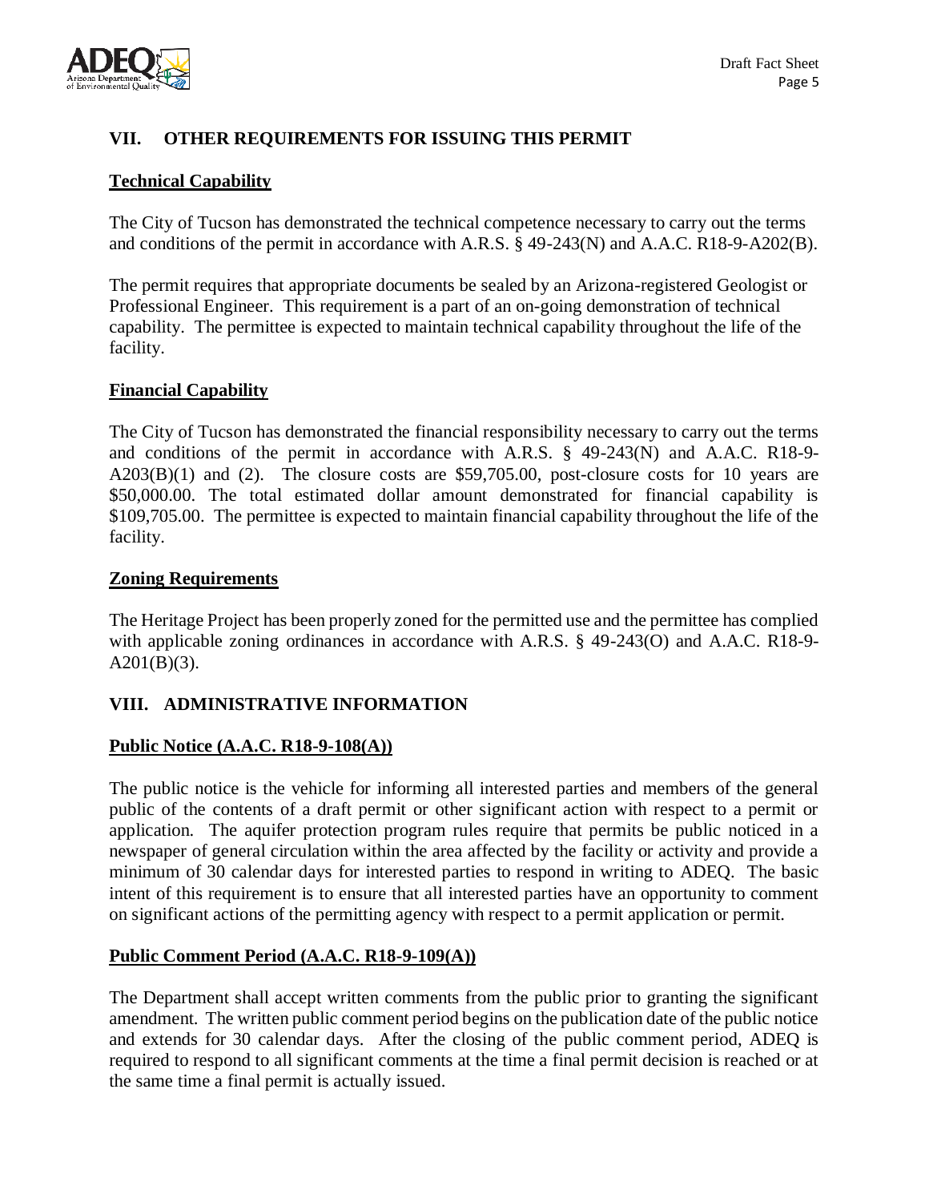## VII. OTHER REQUIREMENTS FOR ISSUING THIS PERMIT

**Technical Capability**

The City of Tucson has demonstrated the technical competence necessary to carry out the terms and conditions of the permit in accordance with A.R.S. § 49-243(N) and A.A.C. R18-9-A202(B).

The permit requires that appropriate documents be sealed by an Arizona-registered Geologist or Professional Engineer. This requirement is a part of an on-going demonstration of technical capability. The permittee is expected to maintain technical capability throughout the life of the facility.

**Financial Capability**

The City of Tucson has demonstrated the financial responsibility necessary to carry out the terms and conditions of the permit in accordance with A.R.S. § 49-243(N) and A.A.C. R18-9-A203(B)(1) and (2). The closure costs are $59,705.00, post-closure costs for 10 years are $50,000.00. The total estimated dollar amount demonstrated for financial capability is $109,705.00. The permittee is expected to maintain financial capability throughout the life of the facility.

**Zoning Requirements**

The Heritage Project has been properly zoned for the permitted use and the permittee has complied with applicable zoning ordinances in accordance with A.R.S. § 49-243(O) and A.A.C. R18-9-A201(B)(3).

## VIII. ADMINISTRATIVE INFORMATION

**Public Notice (A.A.C. R18-9-108(A))**

The public notice is the vehicle for informing all interested parties and members of the general public of the contents of a draft permit or other significant action with respect to a permit or application. The aquifer protection program rules require that permits be public noticed in a newspaper of general circulation within the area affected by the facility or activity and provide a minimum of 30 calendar days for interested parties to respond in writing to ADEQ. The basic intent of this requirement is to ensure that all interested parties have an opportunity to comment on significant actions of the permitting agency with respect to a permit application or permit.

**Public Comment Period (A.A.C. R18-9-109(A))**

The Department shall accept written comments from the public prior to granting the significant amendment. The written public comment period begins on the publication date of the public notice and extends for 30 calendar days. After the closing of the public comment period, ADEQ is required to respond to all significant comments at the time a final permit decision is reached or at the same time a final permit is actually issued.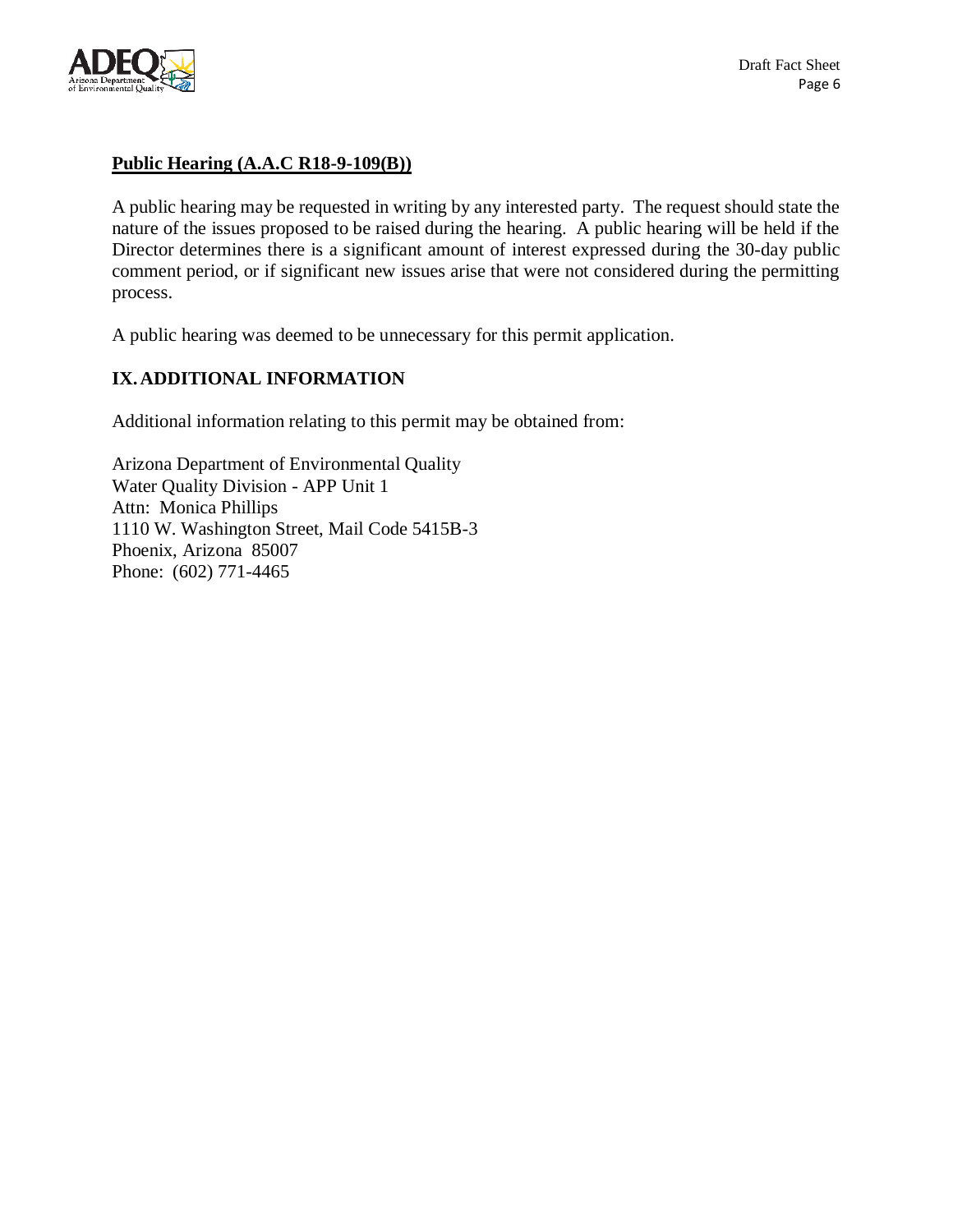## Public Hearing (A.A.C R18-9-109(B))

A public hearing may be requested in writing by any interested party. The request should state the nature of the issues proposed to be raised during the hearing. A public hearing will be held if the Director determines there is a significant amount of interest expressed during the 30-day public comment period, or if significant new issues arise that were not considered during the permitting process.

A public hearing was deemed to be unnecessary for this permit application.

## IX. ADDITIONAL INFORMATION

Additional information relating to this permit may be obtained from:

Arizona Department of Environmental Quality
Water Quality Division - APP Unit 1
Attn: Monica Phillips
1110 W. Washington Street, Mail Code 5415B-3
Phoenix, Arizona 85007
Phone: (602) 771-4465